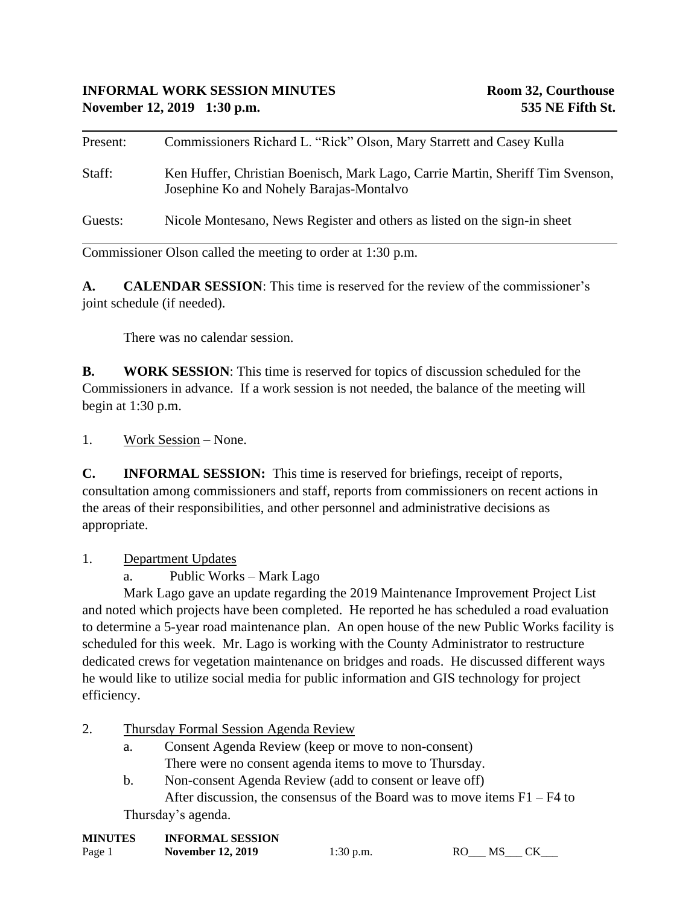**INFORMAL WORK SESSION MINUTES** **Room 32, Courthouse**
**November 12, 2019 1:30 p.m.** **535 NE Fifth St.**

---

Present: Commissioners Richard L. "Rick" Olson, Mary Starrett and Casey Kulla

Staff: Ken Huffer, Christian Boenisch, Mark Lago, Carrie Martin, Sheriff Tim Svenson, Josephine Ko and Nohely Barajas-Montalvo

Guests: Nicole Montesano, News Register and others as listed on the sign-in sheet

---

Commissioner Olson called the meeting to order at 1:30 p.m.

**A. CALENDAR SESSION**: This time is reserved for the review of the commissioner's joint schedule (if needed).

There was no calendar session.

**B. WORK SESSION**: This time is reserved for topics of discussion scheduled for the Commissioners in advance. If a work session is not needed, the balance of the meeting will begin at 1:30 p.m.

1. Work Session – None.

**C. INFORMAL SESSION:** This time is reserved for briefings, receipt of reports, consultation among commissioners and staff, reports from commissioners on recent actions in the areas of their responsibilities, and other personnel and administrative decisions as appropriate.

1. Department Updates
   a. Public Works – Mark Lago

   Mark Lago gave an update regarding the 2019 Maintenance Improvement Project List and noted which projects have been completed. He reported he has scheduled a road evaluation to determine a 5-year road maintenance plan. An open house of the new Public Works facility is scheduled for this week. Mr. Lago is working with the County Administrator to restructure dedicated crews for vegetation maintenance on bridges and roads. He discussed different ways he would like to utilize social media for public information and GIS technology for project efficiency.

2. Thursday Formal Session Agenda Review
   a. Consent Agenda Review (keep or move to non-consent)
      There were no consent agenda items to move to Thursday.
   b. Non-consent Agenda Review (add to consent or leave off)
      After discussion, the consensus of the Board was to move items F1 – F4 to Thursday's agenda.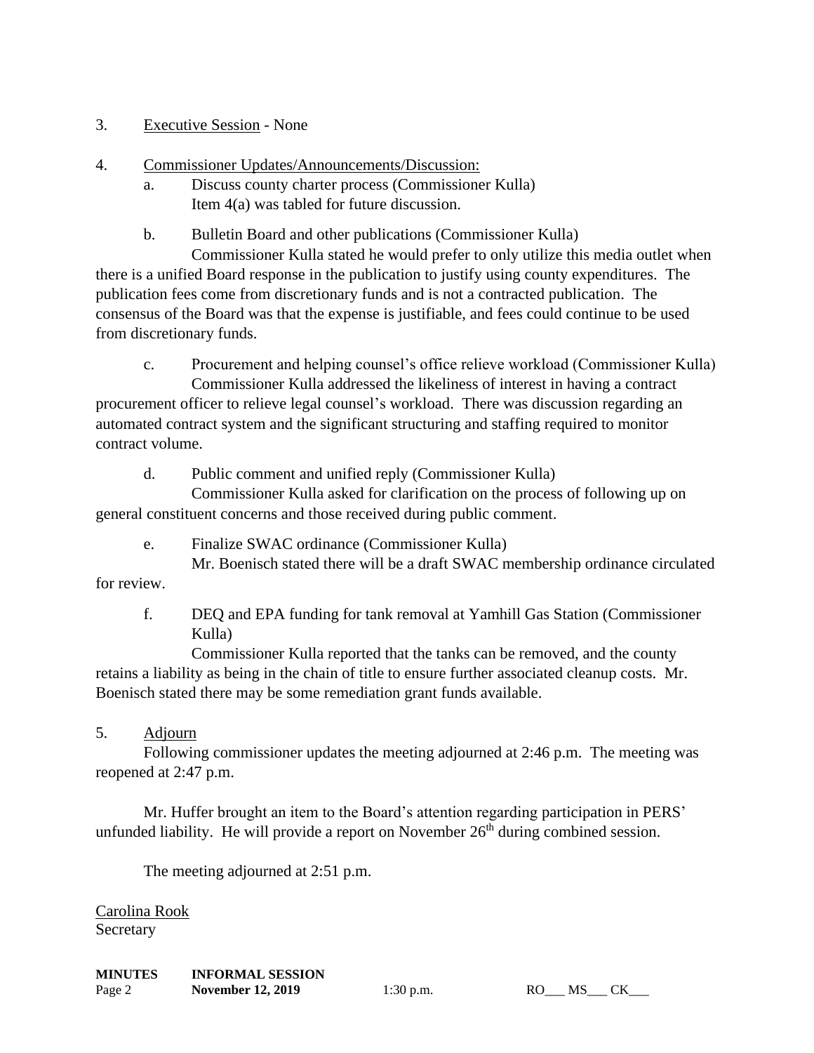3. Executive Session - None

4. Commissioner Updates/Announcements/Discussion:

   a. Discuss county charter process (Commissioner Kulla)
      Item 4(a) was tabled for future discussion.

   b. Bulletin Board and other publications (Commissioner Kulla)
      Commissioner Kulla stated he would prefer to only utilize this media outlet when there is a unified Board response in the publication to justify using county expenditures. The publication fees come from discretionary funds and is not a contracted publication. The consensus of the Board was that the expense is justifiable, and fees could continue to be used from discretionary funds.

   c. Procurement and helping counsel's office relieve workload (Commissioner Kulla)
      Commissioner Kulla addressed the likeliness of interest in having a contract procurement officer to relieve legal counsel's workload. There was discussion regarding an automated contract system and the significant structuring and staffing required to monitor contract volume.

   d. Public comment and unified reply (Commissioner Kulla)
      Commissioner Kulla asked for clarification on the process of following up on general constituent concerns and those received during public comment.

   e. Finalize SWAC ordinance (Commissioner Kulla)
      Mr. Boenisch stated there will be a draft SWAC membership ordinance circulated for review.

   f. DEQ and EPA funding for tank removal at Yamhill Gas Station (Commissioner Kulla)
      Commissioner Kulla reported that the tanks can be removed, and the county retains a liability as being in the chain of title to ensure further associated cleanup costs. Mr. Boenisch stated there may be some remediation grant funds available.

5. Adjourn

Following commissioner updates the meeting adjourned at 2:46 p.m. The meeting was reopened at 2:47 p.m.

Mr. Huffer brought an item to the Board's attention regarding participation in PERS' unfunded liability. He will provide a report on November 26th during combined session.

The meeting adjourned at 2:51 p.m.

Carolina Rook
Secretary

**MINUTES** **INFORMAL SESSION**
**November 12, 2019** 1:30 p.m. RO___ MS___ CK___